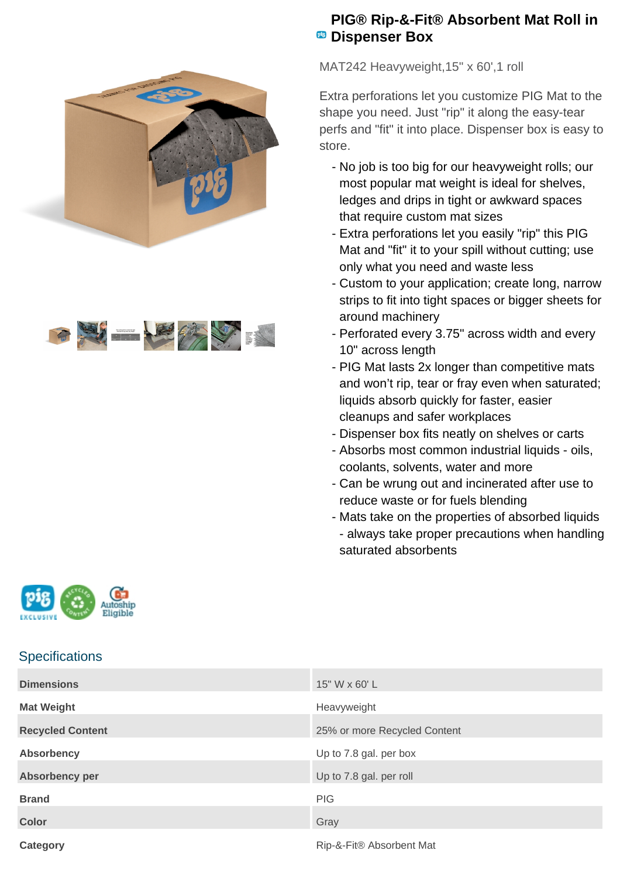# PIG® Rip-&-Fit® Absorbent Mat Roll in Dispenser Box

MAT242 Heavyweight,15" x 60',1 roll

Extra perforations let you customize PIG Mat to the shape you need. Just "rip" it along the easy-tear perfs and "fit" it into place. Dispenser box is easy to store.

- No job is too big for our heavyweight rolls; our most popular mat weight is ideal for shelves, ledges and drips in tight or awkward spaces that require custom mat sizes
- Extra perforations let you easily "rip" this PIG Mat and "fit" it to your spill without cutting; use only what you need and waste less
- Custom to your application; create long, narrow strips to fit into tight spaces or bigger sheets for around machinery
- Perforated every 3.75" across width and every 10" across length
- PIG Mat lasts 2x longer than competitive mats and won't rip, tear or fray even when saturated; liquids absorb quickly for faster, easier cleanups and safer workplaces
- Dispenser box fits neatly on shelves or carts
- Absorbs most common industrial liquids - oils, coolants, solvents, water and more
- Can be wrung out and incinerated after use to reduce waste or for fuels blending
- Mats take on the properties of absorbed liquids - always take proper precautions when handling saturated absorbents

## Specifications

| | |
|---|---|
| **Dimensions** | 15" W x 60' L |
| **Mat Weight** | Heavyweight |
| **Recycled Content** | 25% or more Recycled Content |
| **Absorbency** | Up to 7.8 gal. per box |
| **Absorbency per** | Up to 7.8 gal. per roll |
| **Brand** | PIG |
| **Color** | Gray |
| **Category** | Rip-&-Fit® Absorbent Mat |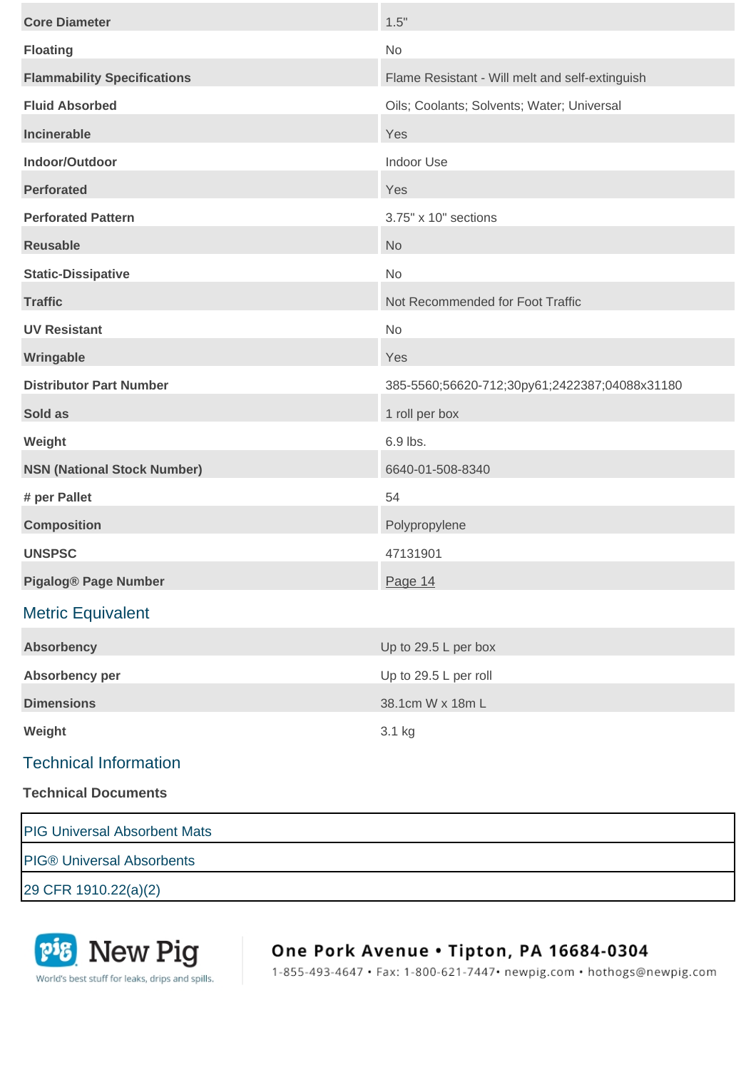| | |
|---|---|
| **Core Diameter** | 1.5" |
| **Floating** | No |
| **Flammability Specifications** | Flame Resistant - Will melt and self-extinguish |
| **Fluid Absorbed** | Oils; Coolants; Solvents; Water; Universal |
| **Incinerable** | Yes |
| **Indoor/Outdoor** | Indoor Use |
| **Perforated** | Yes |
| **Perforated Pattern** | 3.75" x 10" sections |
| **Reusable** | No |
| **Static-Dissipative** | No |
| **Traffic** | Not Recommended for Foot Traffic |
| **UV Resistant** | No |
| **Wringable** | Yes |
| **Distributor Part Number** | 385-5560;56620-712;30py61;2422387;04088x31180 |
| **Sold as** | 1 roll per box |
| **Weight** | 6.9 lbs. |
| **NSN (National Stock Number)** | 6640-01-508-8340 |
| **# per Pallet** | 54 |
| **Composition** | Polypropylene |
| **UNSPSC** | 47131901 |
| **Pigalog® Page Number** | Page 14 |

## Metric Equivalent

| | |
|---|---|
| **Absorbency** | Up to 29.5 L per box |
| **Absorbency per** | Up to 29.5 L per roll |
| **Dimensions** | 38.1cm W x 18m L |
| **Weight** | 3.1 kg |

## Technical Information

**Technical Documents**

| |
|---|
| PIG Universal Absorbent Mats |
| PIG® Universal Absorbents |
| 29 CFR 1910.22(a)(2) |

New Pig

World's best stuff for leaks, drips and spills.

**One Pork Avenue • Tipton, PA 16684-0304**

1-855-493-4647 • Fax: 1-800-621-7447• newpig.com • hothogs@newpig.com